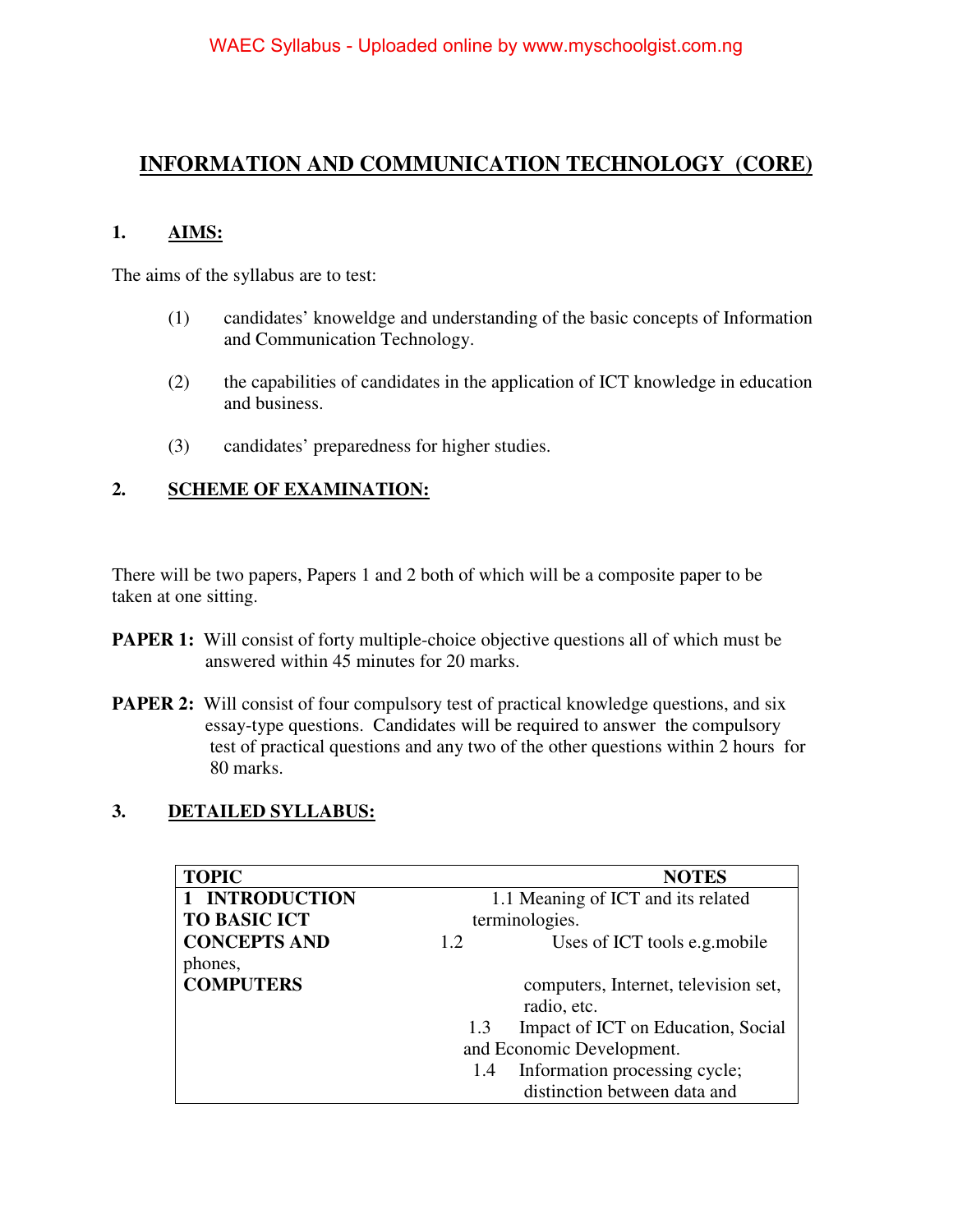# INFORMATION AND COMMUNICATION TECHNOLOGY (CORE)

## 1. AIMS:

The aims of the syllabus are to test:

(1) candidates' knoweldge and understanding of the basic concepts of Information and Communication Technology.

(2) the capabilities of candidates in the application of ICT knowledge in education and business.

(3) candidates' preparedness for higher studies.

## 2. SCHEME OF EXAMINATION:

There will be two papers, Papers 1 and 2 both of which will be a composite paper to be taken at one sitting.

**PAPER 1:** Will consist of forty multiple-choice objective questions all of which must be answered within 45 minutes for 20 marks.

**PAPER 2:** Will consist of four compulsory test of practical knowledge questions, and six essay-type questions. Candidates will be required to answer the compulsory test of practical questions and any two of the other questions within 2 hours for 80 marks.

## 3. DETAILED SYLLABUS:

| TOPIC | NOTES |
|---|---|
| **1 INTRODUCTION TO BASIC ICT CONCEPTS AND COMPUTERS** | 1.1 Meaning of ICT and its related terminologies.<br>1.2 Uses of ICT tools e.g.mobile phones, computers, Internet, television set, radio, etc.<br>1.3 Impact of ICT on Education, Social and Economic Development.<br>1.4 Information processing cycle; distinction between data and |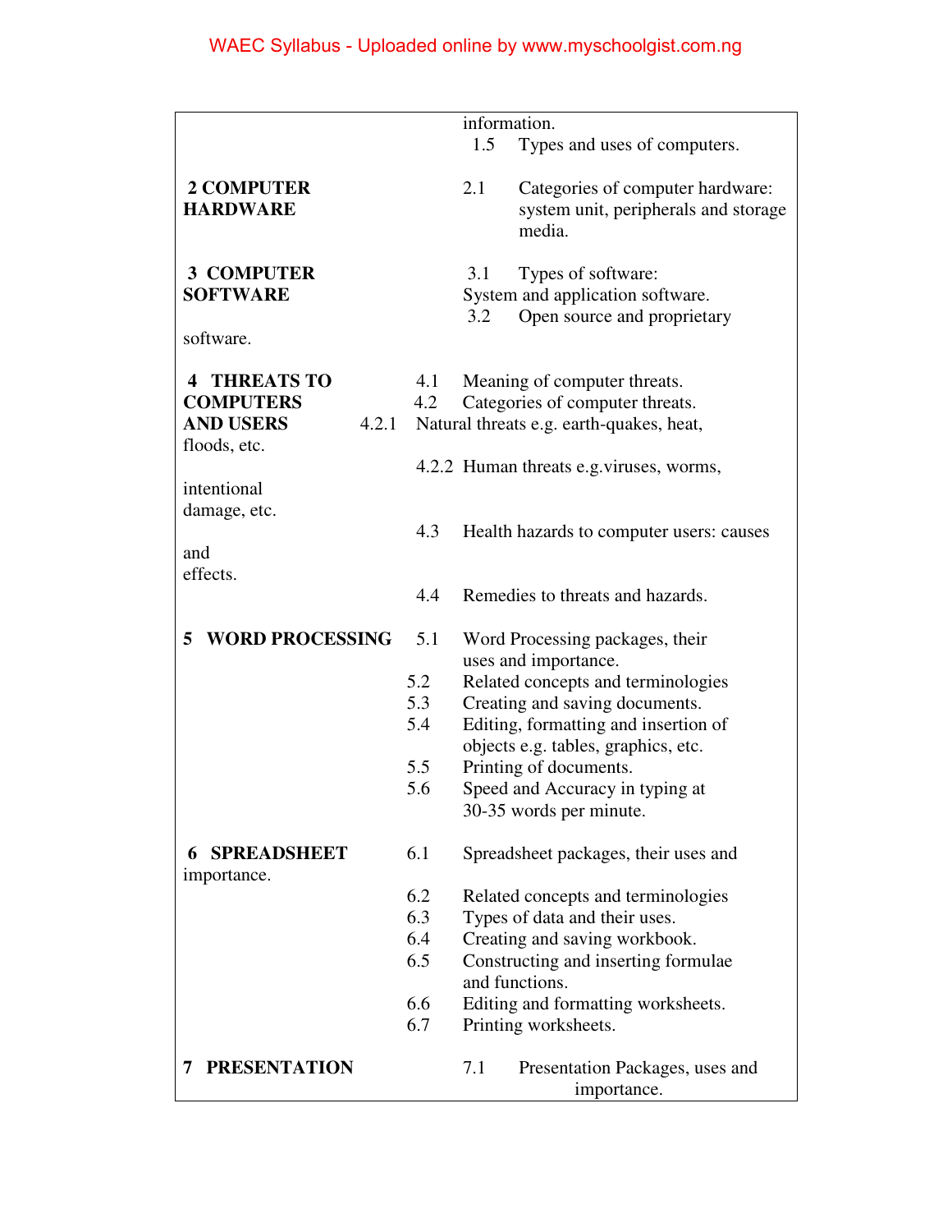| | |
|---|---|
| | information. |
| | 1.5 Types and uses of computers. |
| **2 COMPUTER HARDWARE** | 2.1 Categories of computer hardware: system unit, peripherals and storage media. |
| **3 COMPUTER SOFTWARE** | 3.1 Types of software: System and application software. |
| | 3.2 Open source and proprietary software. |
| **4 THREATS TO COMPUTERS AND USERS** | 4.1 Meaning of computer threats. |
| | 4.2 Categories of computer threats. |
| | 4.2.1 Natural threats e.g. earth-quakes, heat, floods, etc. |
| | 4.2.2 Human threats e.g.viruses, worms, intentional damage, etc. |
| | 4.3 Health hazards to computer users: causes and effects. |
| | 4.4 Remedies to threats and hazards. |
| **5 WORD PROCESSING** | 5.1 Word Processing packages, their uses and importance. |
| | 5.2 Related concepts and terminologies |
| | 5.3 Creating and saving documents. |
| | 5.4 Editing, formatting and insertion of objects e.g. tables, graphics, etc. |
| | 5.5 Printing of documents. |
| | 5.6 Speed and Accuracy in typing at 30-35 words per minute. |
| **6 SPREADSHEET** | 6.1 Spreadsheet packages, their uses and importance. |
| | 6.2 Related concepts and terminologies |
| | 6.3 Types of data and their uses. |
| | 6.4 Creating and saving workbook. |
| | 6.5 Constructing and inserting formulae and functions. |
| | 6.6 Editing and formatting worksheets. |
| | 6.7 Printing worksheets. |
| **7 PRESENTATION** | 7.1 Presentation Packages, uses and importance. |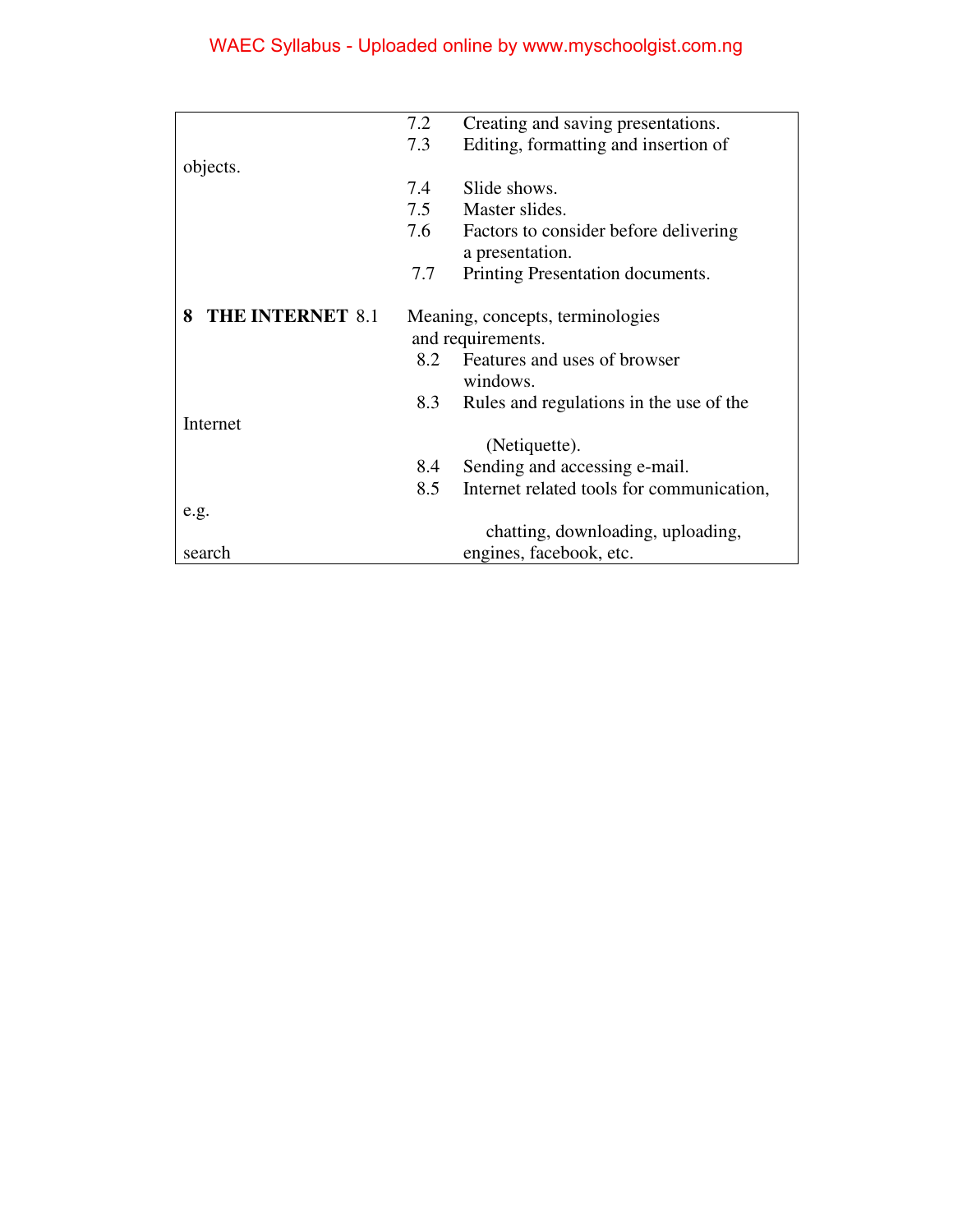| | | |
|---|---|---|
| | 7.2 | Creating and saving presentations. |
| | 7.3 | Editing, formatting and insertion of objects. |
| | 7.4 | Slide shows. |
| | 7.5 | Master slides. |
| | 7.6 | Factors to consider before delivering a presentation. |
| | 7.7 | Printing Presentation documents. |
| **8 THE INTERNET** | 8.1 | Meaning, concepts, terminologies and requirements. |
| | 8.2 | Features and uses of browser windows. |
| | 8.3 | Rules and regulations in the use of the Internet (Netiquette). |
| | 8.4 | Sending and accessing e-mail. |
| | 8.5 | Internet related tools for communication, e.g. chatting, downloading, uploading, search engines, facebook, etc. |